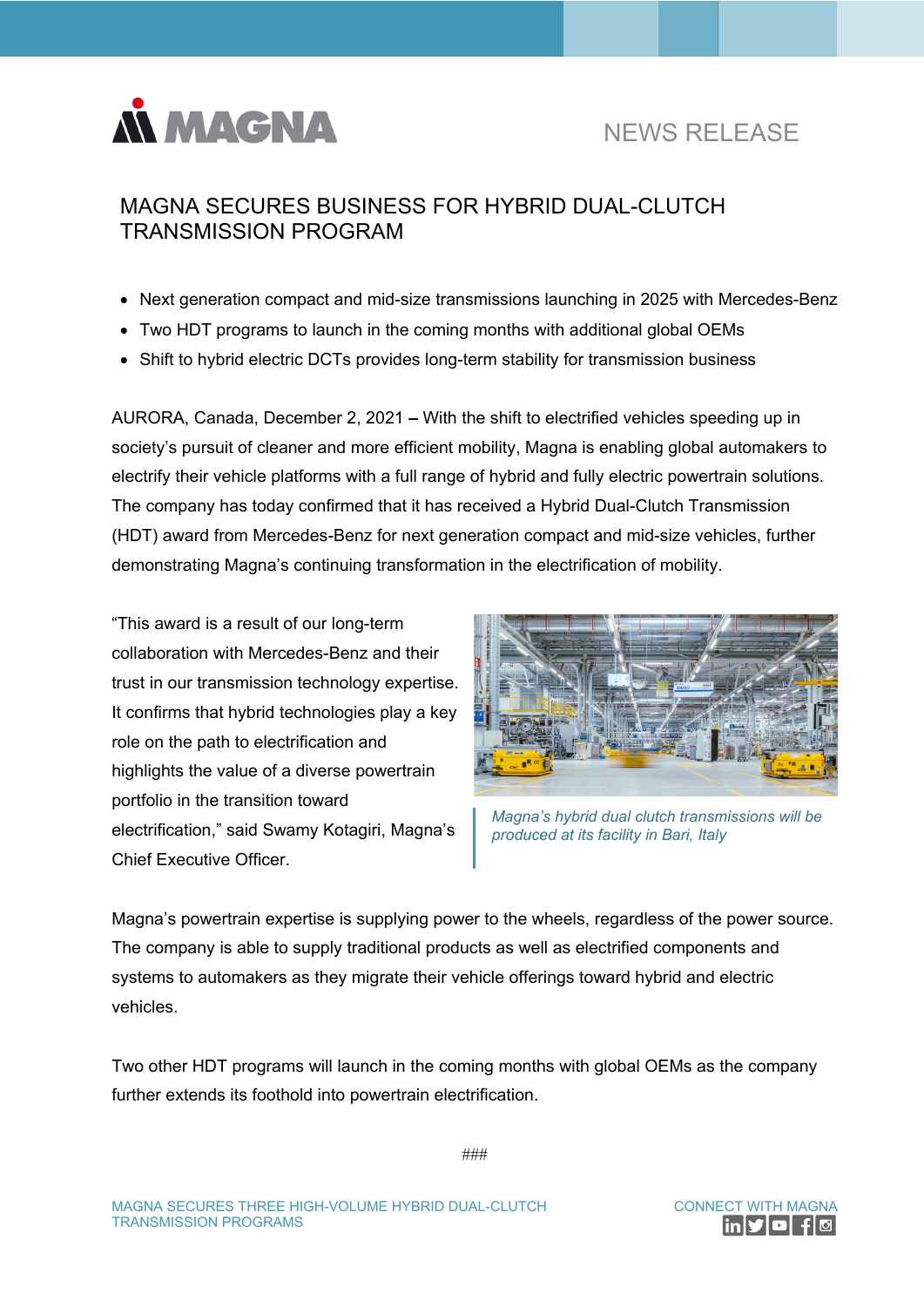NEWS RELEASE

# MAGNA SECURES BUSINESS FOR HYBRID DUAL-CLUTCH TRANSMISSION PROGRAM

- Next generation compact and mid-size transmissions launching in 2025 with Mercedes-Benz
- Two HDT programs to launch in the coming months with additional global OEMs
- Shift to hybrid electric DCTs provides long-term stability for transmission business

AURORA, Canada, December 2, 2021 **–** With the shift to electrified vehicles speeding up in society's pursuit of cleaner and more efficient mobility, Magna is enabling global automakers to electrify their vehicle platforms with a full range of hybrid and fully electric powertrain solutions. The company has today confirmed that it has received a Hybrid Dual-Clutch Transmission (HDT) award from Mercedes-Benz for next generation compact and mid-size vehicles, further demonstrating Magna's continuing transformation in the electrification of mobility.

"This award is a result of our long-term collaboration with Mercedes-Benz and their trust in our transmission technology expertise. It confirms that hybrid technologies play a key role on the path to electrification and highlights the value of a diverse powertrain portfolio in the transition toward electrification," said Swamy Kotagiri, Magna's Chief Executive Officer.

*Magna's hybrid dual clutch transmissions will be produced at its facility in Bari, Italy*

Magna's powertrain expertise is supplying power to the wheels, regardless of the power source. The company is able to supply traditional products as well as electrified components and systems to automakers as they migrate their vehicle offerings toward hybrid and electric vehicles.

Two other HDT programs will launch in the coming months with global OEMs as the company further extends its foothold into powertrain electrification.

###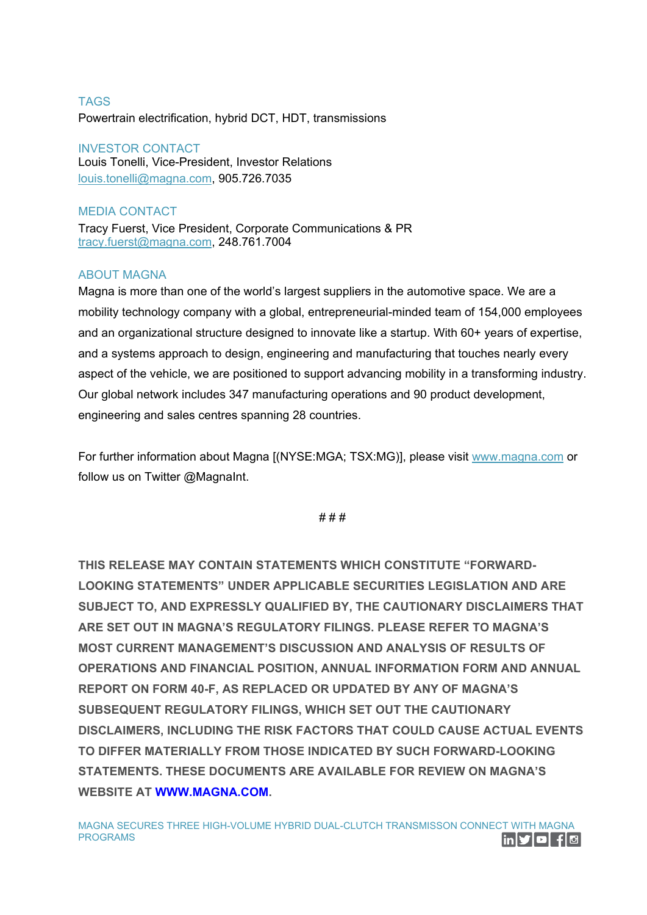## TAGS

Powertrain electrification, hybrid DCT, HDT, transmissions

## INVESTOR CONTACT

Louis Tonelli, Vice-President, Investor Relations
louis.tonelli@magna.com, 905.726.7035

## MEDIA CONTACT

Tracy Fuerst, Vice President, Corporate Communications & PR
tracy.fuerst@magna.com, 248.761.7004

## ABOUT MAGNA

Magna is more than one of the world's largest suppliers in the automotive space. We are a mobility technology company with a global, entrepreneurial-minded team of 154,000 employees and an organizational structure designed to innovate like a startup. With 60+ years of expertise, and a systems approach to design, engineering and manufacturing that touches nearly every aspect of the vehicle, we are positioned to support advancing mobility in a transforming industry. Our global network includes 347 manufacturing operations and 90 product development, engineering and sales centres spanning 28 countries.

For further information about Magna [(NYSE:MGA; TSX:MG)], please visit www.magna.com or follow us on Twitter @MagnaInt.

# # #

**THIS RELEASE MAY CONTAIN STATEMENTS WHICH CONSTITUTE "FORWARD-LOOKING STATEMENTS" UNDER APPLICABLE SECURITIES LEGISLATION AND ARE SUBJECT TO, AND EXPRESSLY QUALIFIED BY, THE CAUTIONARY DISCLAIMERS THAT ARE SET OUT IN MAGNA'S REGULATORY FILINGS. PLEASE REFER TO MAGNA'S MOST CURRENT MANAGEMENT'S DISCUSSION AND ANALYSIS OF RESULTS OF OPERATIONS AND FINANCIAL POSITION, ANNUAL INFORMATION FORM AND ANNUAL REPORT ON FORM 40-F, AS REPLACED OR UPDATED BY ANY OF MAGNA'S SUBSEQUENT REGULATORY FILINGS, WHICH SET OUT THE CAUTIONARY DISCLAIMERS, INCLUDING THE RISK FACTORS THAT COULD CAUSE ACTUAL EVENTS TO DIFFER MATERIALLY FROM THOSE INDICATED BY SUCH FORWARD-LOOKING STATEMENTS. THESE DOCUMENTS ARE AVAILABLE FOR REVIEW ON MAGNA'S WEBSITE AT WWW.MAGNA.COM.**